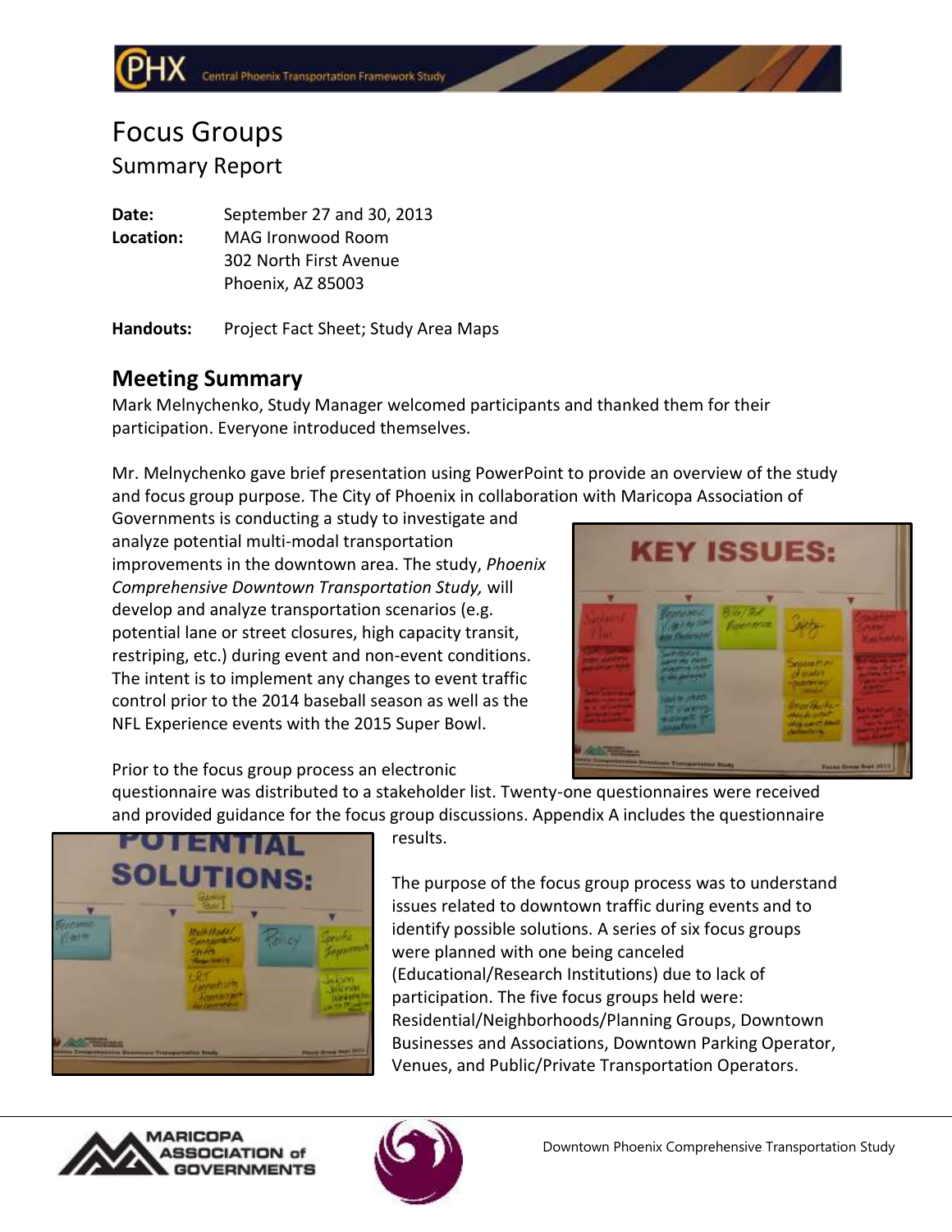# Focus Groups

## Summary Report

**Date:** September 27 and 30, 2013

**Location:** MAG Ironwood Room
302 North First Avenue
Phoenix, AZ 85003

**Handouts:** Project Fact Sheet; Study Area Maps

## Meeting Summary

Mark Melnychenko, Study Manager welcomed participants and thanked them for their participation. Everyone introduced themselves.

Mr. Melnychenko gave brief presentation using PowerPoint to provide an overview of the study and focus group purpose. The City of Phoenix in collaboration with Maricopa Association of Governments is conducting a study to investigate and analyze potential multi-modal transportation improvements in the downtown area. The study, *Phoenix Comprehensive Downtown Transportation Study,* will develop and analyze transportation scenarios (e.g. potential lane or street closures, high capacity transit, restriping, etc.) during event and non-event conditions. The intent is to implement any changes to event traffic control prior to the 2014 baseball season as well as the NFL Experience events with the 2015 Super Bowl.

Prior to the focus group process an electronic questionnaire was distributed to a stakeholder list. Twenty-one questionnaires were received and provided guidance for the focus group discussions. Appendix A includes the questionnaire results.

The purpose of the focus group process was to understand issues related to downtown traffic during events and to identify possible solutions. A series of six focus groups were planned with one being canceled (Educational/Research Institutions) due to lack of participation. The five focus groups held were: Residential/Neighborhoods/Planning Groups, Downtown Businesses and Associations, Downtown Parking Operator, Venues, and Public/Private Transportation Operators.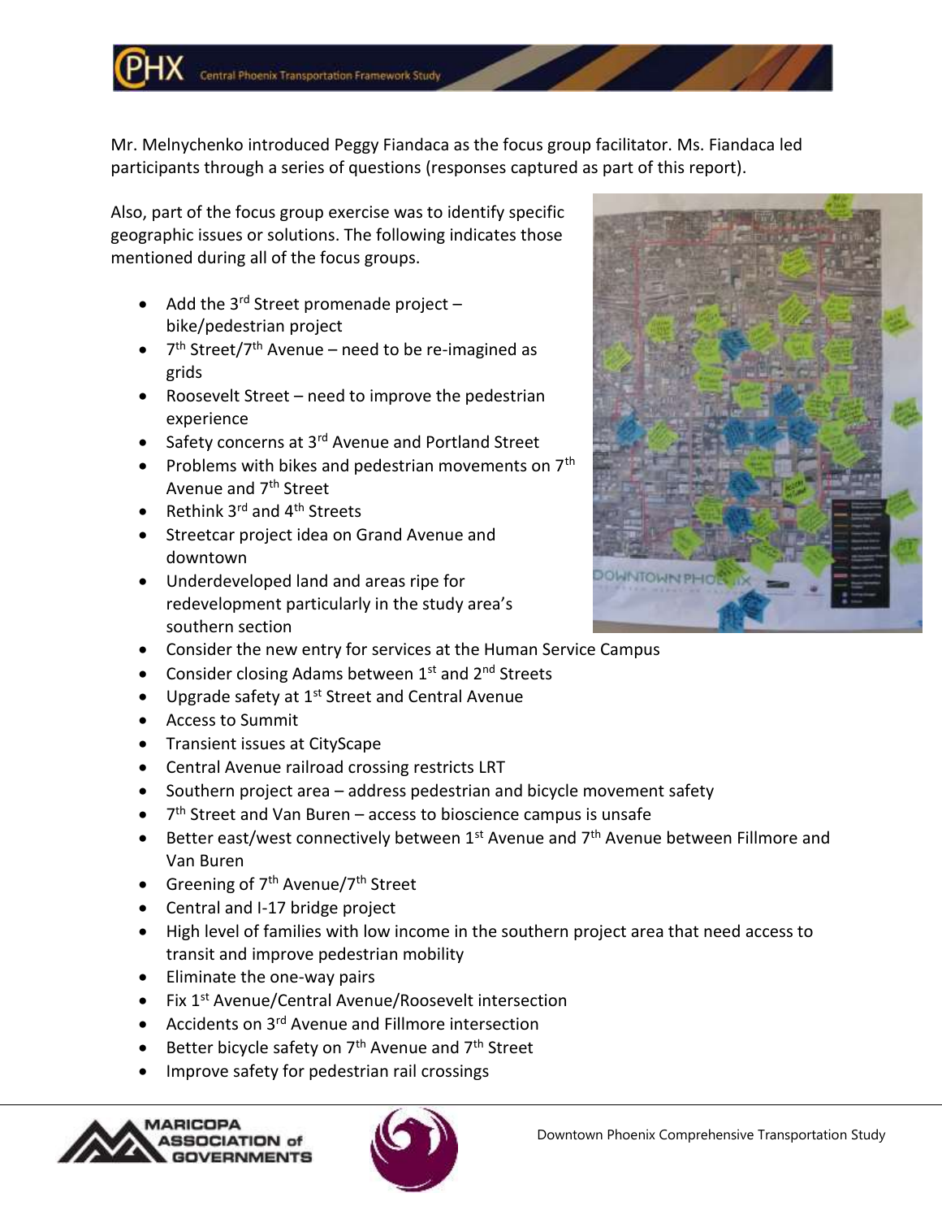Mr. Melnychenko introduced Peggy Fiandaca as the focus group facilitator. Ms. Fiandaca led participants through a series of questions (responses captured as part of this report).

Also, part of the focus group exercise was to identify specific geographic issues or solutions. The following indicates those mentioned during all of the focus groups.

- Add the 3rd Street promenade project – bike/pedestrian project
- 7th Street/7th Avenue – need to be re-imagined as grids
- Roosevelt Street – need to improve the pedestrian experience
- Safety concerns at 3rd Avenue and Portland Street
- Problems with bikes and pedestrian movements on 7th Avenue and 7th Street
- Rethink 3rd and 4th Streets
- Streetcar project idea on Grand Avenue and downtown
- Underdeveloped land and areas ripe for redevelopment particularly in the study area's southern section
- Consider the new entry for services at the Human Service Campus
- Consider closing Adams between 1st and 2nd Streets
- Upgrade safety at 1st Street and Central Avenue
- Access to Summit
- Transient issues at CityScape
- Central Avenue railroad crossing restricts LRT
- Southern project area – address pedestrian and bicycle movement safety
- 7th Street and Van Buren – access to bioscience campus is unsafe
- Better east/west connectively between 1st Avenue and 7th Avenue between Fillmore and Van Buren
- Greening of 7th Avenue/7th Street
- Central and I-17 bridge project
- High level of families with low income in the southern project area that need access to transit and improve pedestrian mobility
- Eliminate the one-way pairs
- Fix 1st Avenue/Central Avenue/Roosevelt intersection
- Accidents on 3rd Avenue and Fillmore intersection
- Better bicycle safety on 7th Avenue and 7th Street
- Improve safety for pedestrian rail crossings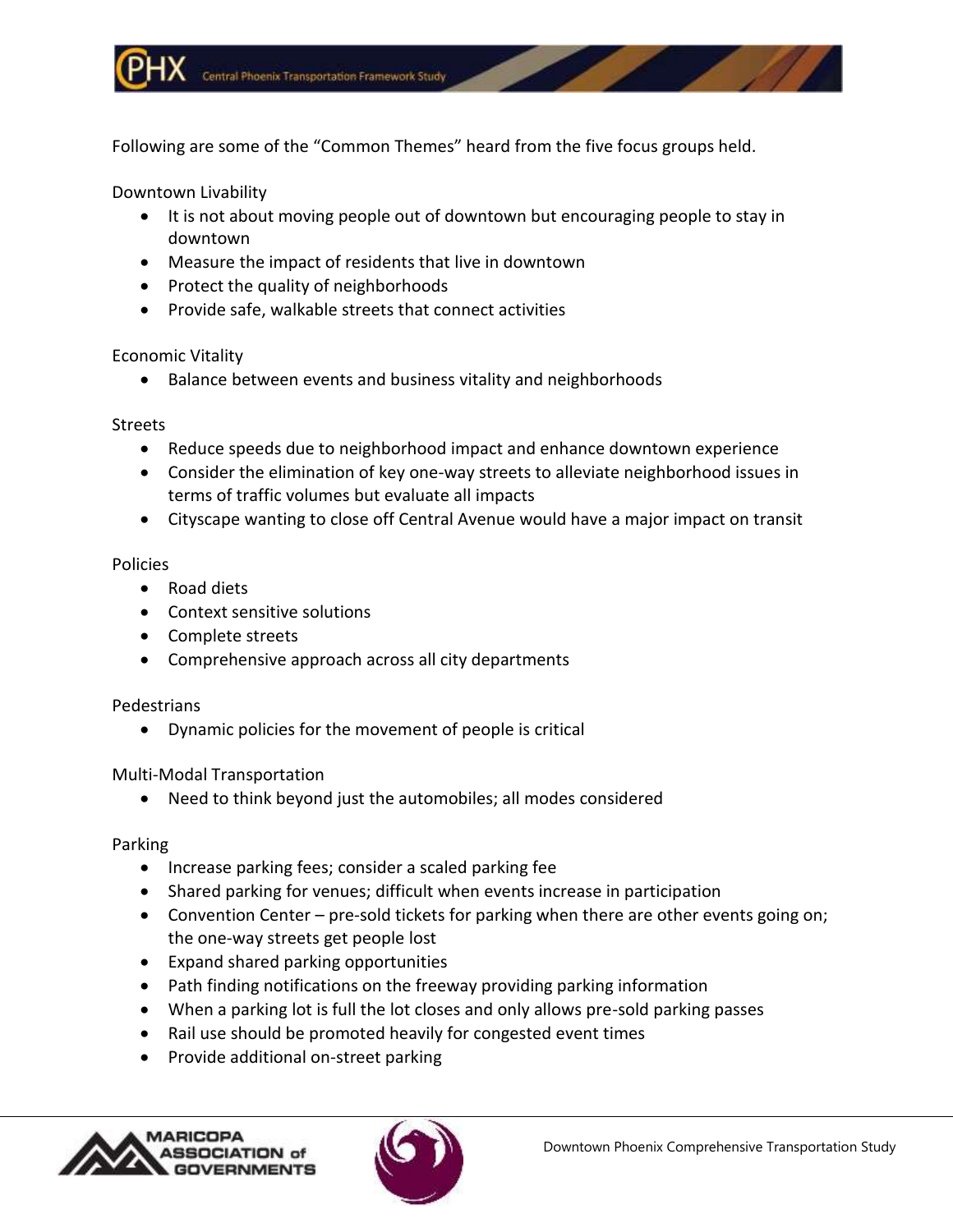Following are some of the "Common Themes" heard from the five focus groups held.

## Downtown Livability

- It is not about moving people out of downtown but encouraging people to stay in downtown
- Measure the impact of residents that live in downtown
- Protect the quality of neighborhoods
- Provide safe, walkable streets that connect activities

## Economic Vitality

- Balance between events and business vitality and neighborhoods

## Streets

- Reduce speeds due to neighborhood impact and enhance downtown experience
- Consider the elimination of key one-way streets to alleviate neighborhood issues in terms of traffic volumes but evaluate all impacts
- Cityscape wanting to close off Central Avenue would have a major impact on transit

## Policies

- Road diets
- Context sensitive solutions
- Complete streets
- Comprehensive approach across all city departments

## Pedestrians

- Dynamic policies for the movement of people is critical

## Multi-Modal Transportation

- Need to think beyond just the automobiles; all modes considered

## Parking

- Increase parking fees; consider a scaled parking fee
- Shared parking for venues; difficult when events increase in participation
- Convention Center – pre-sold tickets for parking when there are other events going on; the one-way streets get people lost
- Expand shared parking opportunities
- Path finding notifications on the freeway providing parking information
- When a parking lot is full the lot closes and only allows pre-sold parking passes
- Rail use should be promoted heavily for congested event times
- Provide additional on-street parking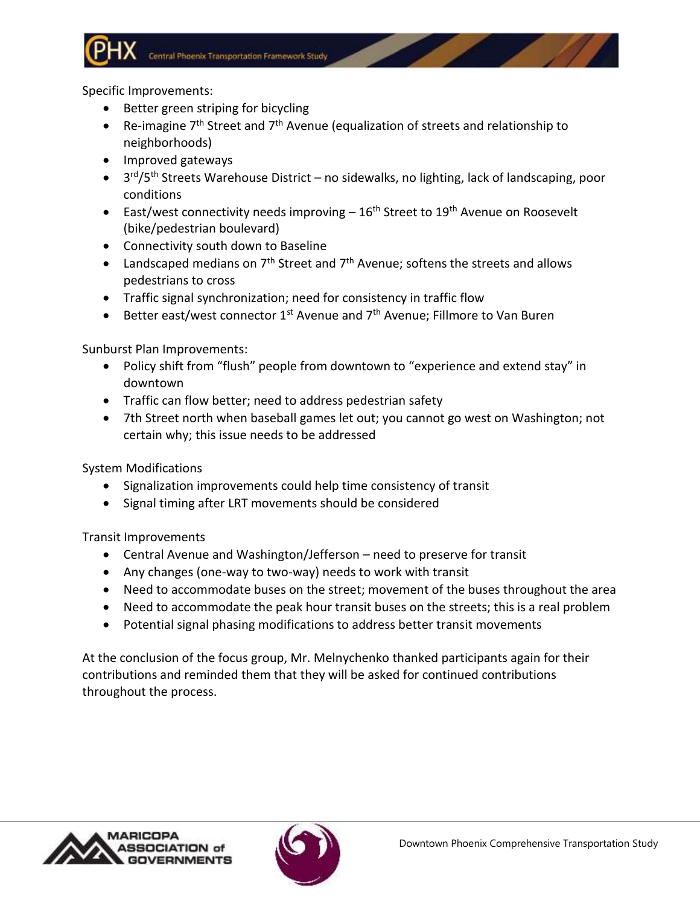Specific Improvements:

- Better green striping for bicycling
- Re-imagine 7th Street and 7th Avenue (equalization of streets and relationship to neighborhoods)
- Improved gateways
- 3rd/5th Streets Warehouse District – no sidewalks, no lighting, lack of landscaping, poor conditions
- East/west connectivity needs improving – 16th Street to 19th Avenue on Roosevelt (bike/pedestrian boulevard)
- Connectivity south down to Baseline
- Landscaped medians on 7th Street and 7th Avenue; softens the streets and allows pedestrians to cross
- Traffic signal synchronization; need for consistency in traffic flow
- Better east/west connector 1st Avenue and 7th Avenue; Fillmore to Van Buren

Sunburst Plan Improvements:

- Policy shift from "flush" people from downtown to "experience and extend stay" in downtown
- Traffic can flow better; need to address pedestrian safety
- 7th Street north when baseball games let out; you cannot go west on Washington; not certain why; this issue needs to be addressed

System Modifications

- Signalization improvements could help time consistency of transit
- Signal timing after LRT movements should be considered

Transit Improvements

- Central Avenue and Washington/Jefferson – need to preserve for transit
- Any changes (one-way to two-way) needs to work with transit
- Need to accommodate buses on the street; movement of the buses throughout the area
- Need to accommodate the peak hour transit buses on the streets; this is a real problem
- Potential signal phasing modifications to address better transit movements

At the conclusion of the focus group, Mr. Melnychenko thanked participants again for their contributions and reminded them that they will be asked for continued contributions throughout the process.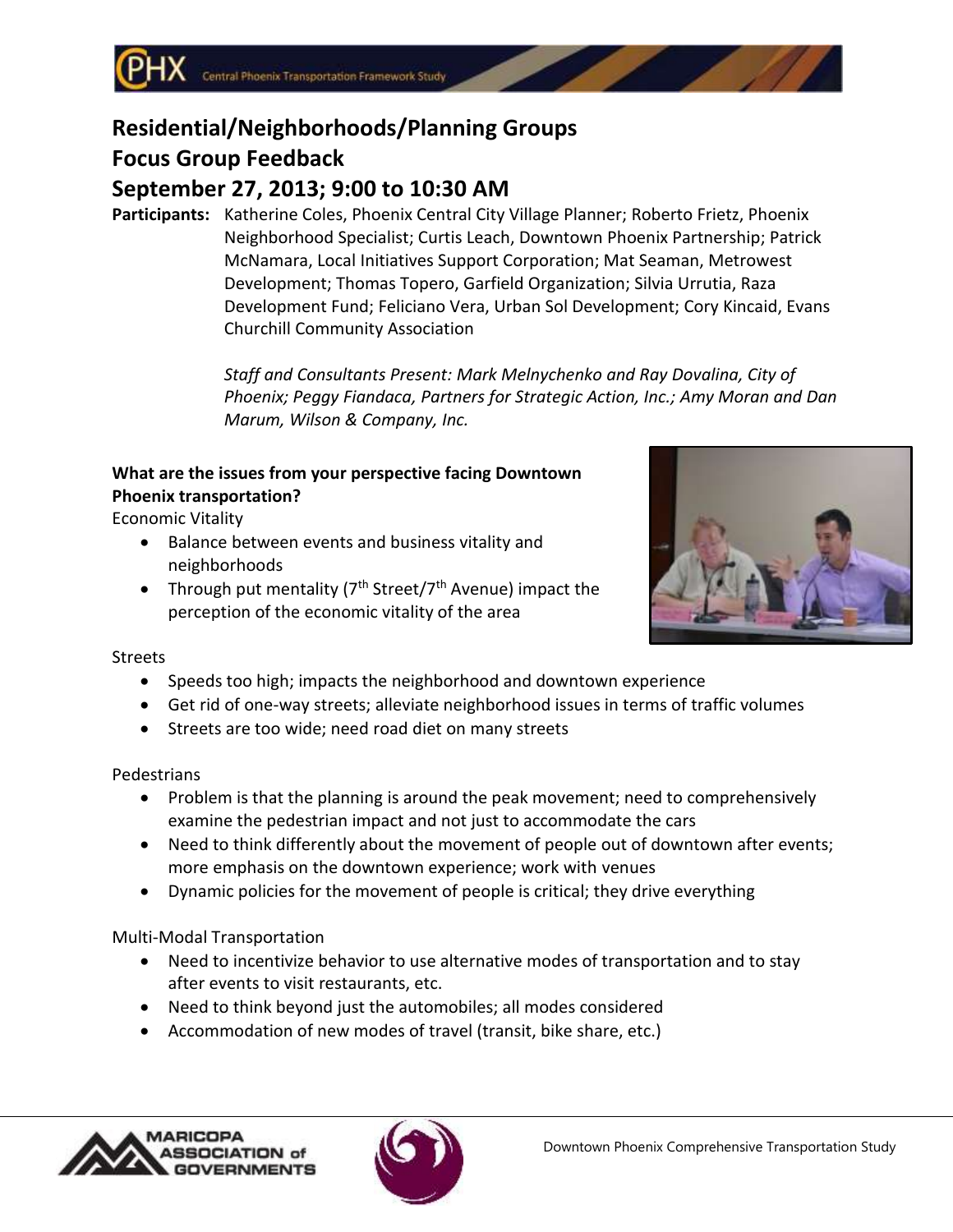# Residential/Neighborhoods/Planning Groups

# Focus Group Feedback

# September 27, 2013; 9:00 to 10:30 AM

**Participants:** Katherine Coles, Phoenix Central City Village Planner; Roberto Frietz, Phoenix Neighborhood Specialist; Curtis Leach, Downtown Phoenix Partnership; Patrick McNamara, Local Initiatives Support Corporation; Mat Seaman, Metrowest Development; Thomas Topero, Garfield Organization; Silvia Urrutia, Raza Development Fund; Feliciano Vera, Urban Sol Development; Cory Kincaid, Evans Churchill Community Association

*Staff and Consultants Present: Mark Melnychenko and Ray Dovalina, City of Phoenix; Peggy Fiandaca, Partners for Strategic Action, Inc.; Amy Moran and Dan Marum, Wilson & Company, Inc.*

**What are the issues from your perspective facing Downtown Phoenix transportation?**

Economic Vitality

- Balance between events and business vitality and neighborhoods
- Through put mentality (7th Street/7th Avenue) impact the perception of the economic vitality of the area

Streets

- Speeds too high; impacts the neighborhood and downtown experience
- Get rid of one-way streets; alleviate neighborhood issues in terms of traffic volumes
- Streets are too wide; need road diet on many streets

Pedestrians

- Problem is that the planning is around the peak movement; need to comprehensively examine the pedestrian impact and not just to accommodate the cars
- Need to think differently about the movement of people out of downtown after events; more emphasis on the downtown experience; work with venues
- Dynamic policies for the movement of people is critical; they drive everything

Multi-Modal Transportation

- Need to incentivize behavior to use alternative modes of transportation and to stay after events to visit restaurants, etc.
- Need to think beyond just the automobiles; all modes considered
- Accommodation of new modes of travel (transit, bike share, etc.)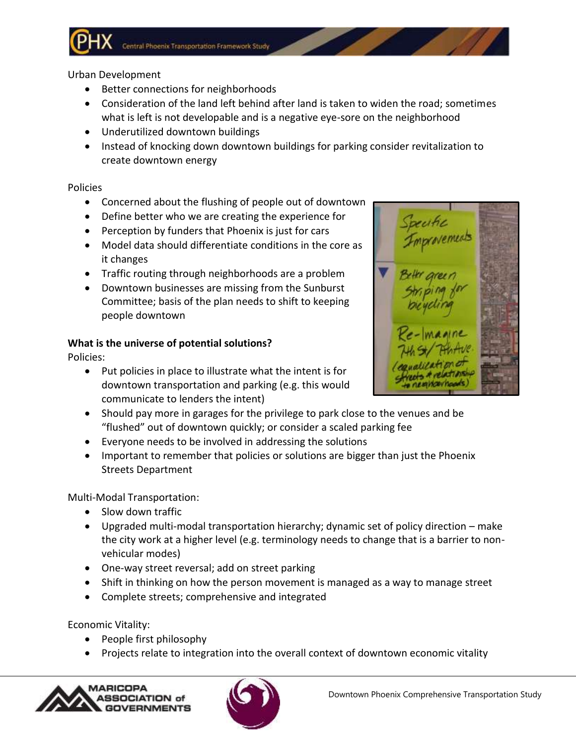Urban Development

- Better connections for neighborhoods
- Consideration of the land left behind after land is taken to widen the road; sometimes what is left is not developable and is a negative eye-sore on the neighborhood
- Underutilized downtown buildings
- Instead of knocking down downtown buildings for parking consider revitalization to create downtown energy

Policies

- Concerned about the flushing of people out of downtown
- Define better who we are creating the experience for
- Perception by funders that Phoenix is just for cars
- Model data should differentiate conditions in the core as it changes
- Traffic routing through neighborhoods are a problem
- Downtown businesses are missing from the Sunburst Committee; basis of the plan needs to shift to keeping people downtown

**What is the universe of potential solutions?**

Policies:

- Put policies in place to illustrate what the intent is for downtown transportation and parking (e.g. this would communicate to lenders the intent)
- Should pay more in garages for the privilege to park close to the venues and be "flushed" out of downtown quickly; or consider a scaled parking fee
- Everyone needs to be involved in addressing the solutions
- Important to remember that policies or solutions are bigger than just the Phoenix Streets Department

Multi-Modal Transportation:

- Slow down traffic
- Upgraded multi-modal transportation hierarchy; dynamic set of policy direction – make the city work at a higher level (e.g. terminology needs to change that is a barrier to non-vehicular modes)
- One-way street reversal; add on street parking
- Shift in thinking on how the person movement is managed as a way to manage street
- Complete streets; comprehensive and integrated

Economic Vitality:

- People first philosophy
- Projects relate to integration into the overall context of downtown economic vitality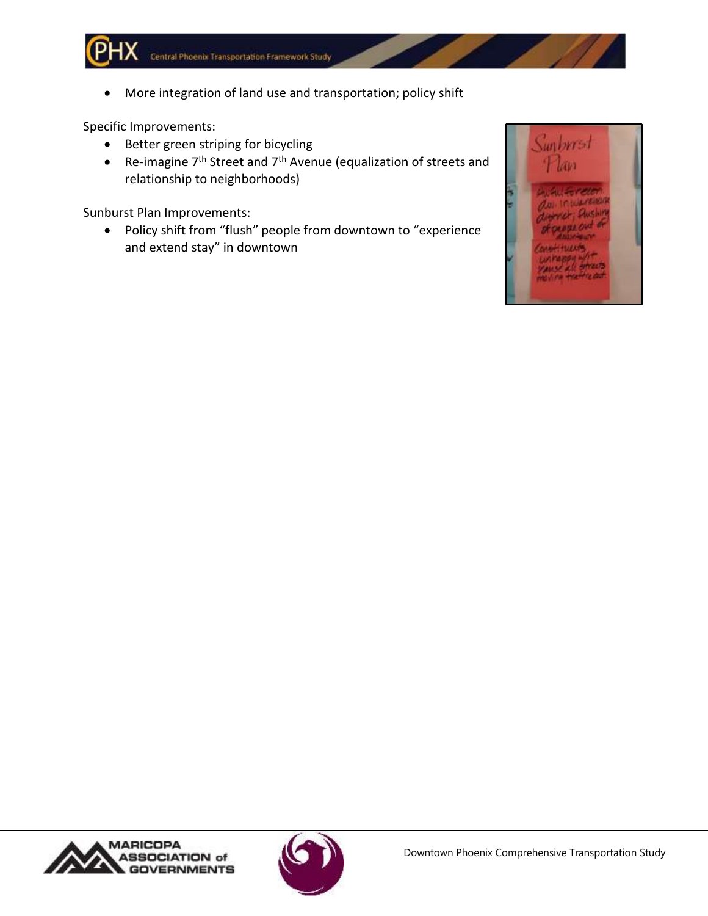- More integration of land use and transportation; policy shift

Specific Improvements:

- Better green striping for bicycling
- Re-imagine 7th Street and 7th Avenue (equalization of streets and relationship to neighborhoods)

Sunburst Plan Improvements:

- Policy shift from “flush” people from downtown to “experience and extend stay” in downtown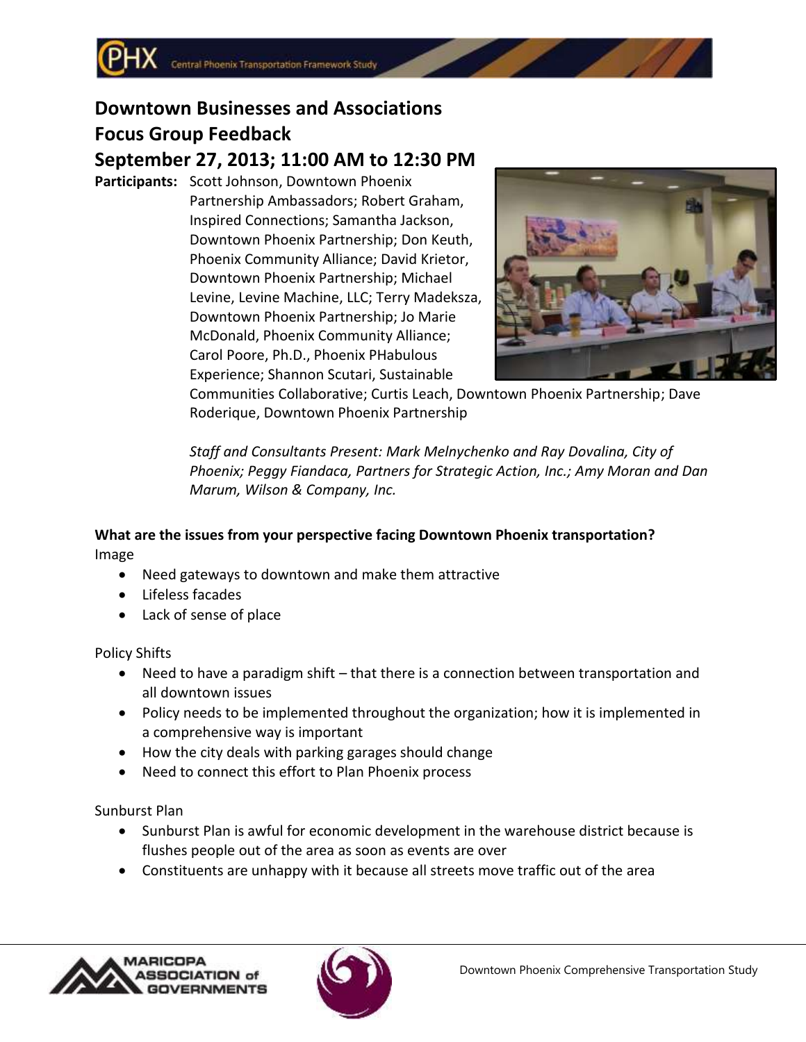# Downtown Businesses and Associations Focus Group Feedback
## September 27, 2013; 11:00 AM to 12:30 PM

**Participants:** Scott Johnson, Downtown Phoenix Partnership Ambassadors; Robert Graham, Inspired Connections; Samantha Jackson, Downtown Phoenix Partnership; Don Keuth, Phoenix Community Alliance; David Krietor, Downtown Phoenix Partnership; Michael Levine, Levine Machine, LLC; Terry Madeksza, Downtown Phoenix Partnership; Jo Marie McDonald, Phoenix Community Alliance; Carol Poore, Ph.D., Phoenix PHabulous Experience; Shannon Scutari, Sustainable Communities Collaborative; Curtis Leach, Downtown Phoenix Partnership; Dave Roderique, Downtown Phoenix Partnership

*Staff and Consultants Present: Mark Melnychenko and Ray Dovalina, City of Phoenix; Peggy Fiandaca, Partners for Strategic Action, Inc.; Amy Moran and Dan Marum, Wilson & Company, Inc.*

**What are the issues from your perspective facing Downtown Phoenix transportation?**

Image

- Need gateways to downtown and make them attractive
- Lifeless facades
- Lack of sense of place

Policy Shifts

- Need to have a paradigm shift – that there is a connection between transportation and all downtown issues
- Policy needs to be implemented throughout the organization; how it is implemented in a comprehensive way is important
- How the city deals with parking garages should change
- Need to connect this effort to Plan Phoenix process

Sunburst Plan

- Sunburst Plan is awful for economic development in the warehouse district because is flushes people out of the area as soon as events are over
- Constituents are unhappy with it because all streets move traffic out of the area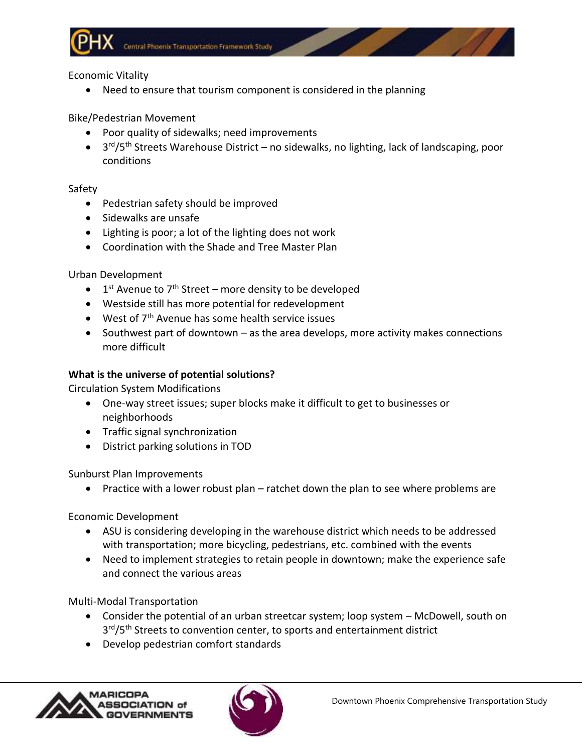Economic Vitality

- Need to ensure that tourism component is considered in the planning

Bike/Pedestrian Movement

- Poor quality of sidewalks; need improvements
- 3rd/5th Streets Warehouse District – no sidewalks, no lighting, lack of landscaping, poor conditions

Safety

- Pedestrian safety should be improved
- Sidewalks are unsafe
- Lighting is poor; a lot of the lighting does not work
- Coordination with the Shade and Tree Master Plan

Urban Development

- 1st Avenue to 7th Street – more density to be developed
- Westside still has more potential for redevelopment
- West of 7th Avenue has some health service issues
- Southwest part of downtown – as the area develops, more activity makes connections more difficult

**What is the universe of potential solutions?**

Circulation System Modifications

- One-way street issues; super blocks make it difficult to get to businesses or neighborhoods
- Traffic signal synchronization
- District parking solutions in TOD

Sunburst Plan Improvements

- Practice with a lower robust plan – ratchet down the plan to see where problems are

Economic Development

- ASU is considering developing in the warehouse district which needs to be addressed with transportation; more bicycling, pedestrians, etc. combined with the events
- Need to implement strategies to retain people in downtown; make the experience safe and connect the various areas

Multi-Modal Transportation

- Consider the potential of an urban streetcar system; loop system – McDowell, south on 3rd/5th Streets to convention center, to sports and entertainment district
- Develop pedestrian comfort standards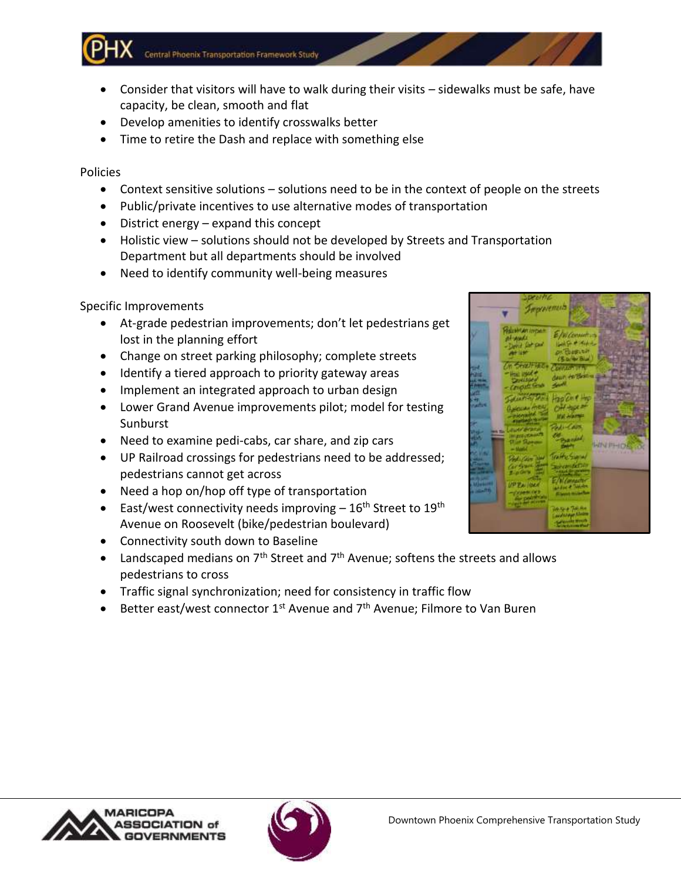- Consider that visitors will have to walk during their visits – sidewalks must be safe, have capacity, be clean, smooth and flat
- Develop amenities to identify crosswalks better
- Time to retire the Dash and replace with something else

Policies

- Context sensitive solutions – solutions need to be in the context of people on the streets
- Public/private incentives to use alternative modes of transportation
- District energy – expand this concept
- Holistic view – solutions should not be developed by Streets and Transportation Department but all departments should be involved
- Need to identify community well-being measures

Specific Improvements

- At-grade pedestrian improvements; don't let pedestrians get lost in the planning effort
- Change on street parking philosophy; complete streets
- Identify a tiered approach to priority gateway areas
- Implement an integrated approach to urban design
- Lower Grand Avenue improvements pilot; model for testing Sunburst
- Need to examine pedi-cabs, car share, and zip cars
- UP Railroad crossings for pedestrians need to be addressed; pedestrians cannot get across
- Need a hop on/hop off type of transportation
- East/west connectivity needs improving – 16th Street to 19th Avenue on Roosevelt (bike/pedestrian boulevard)
- Connectivity south down to Baseline
- Landscaped medians on 7th Street and 7th Avenue; softens the streets and allows pedestrians to cross
- Traffic signal synchronization; need for consistency in traffic flow
- Better east/west connector 1st Avenue and 7th Avenue; Filmore to Van Buren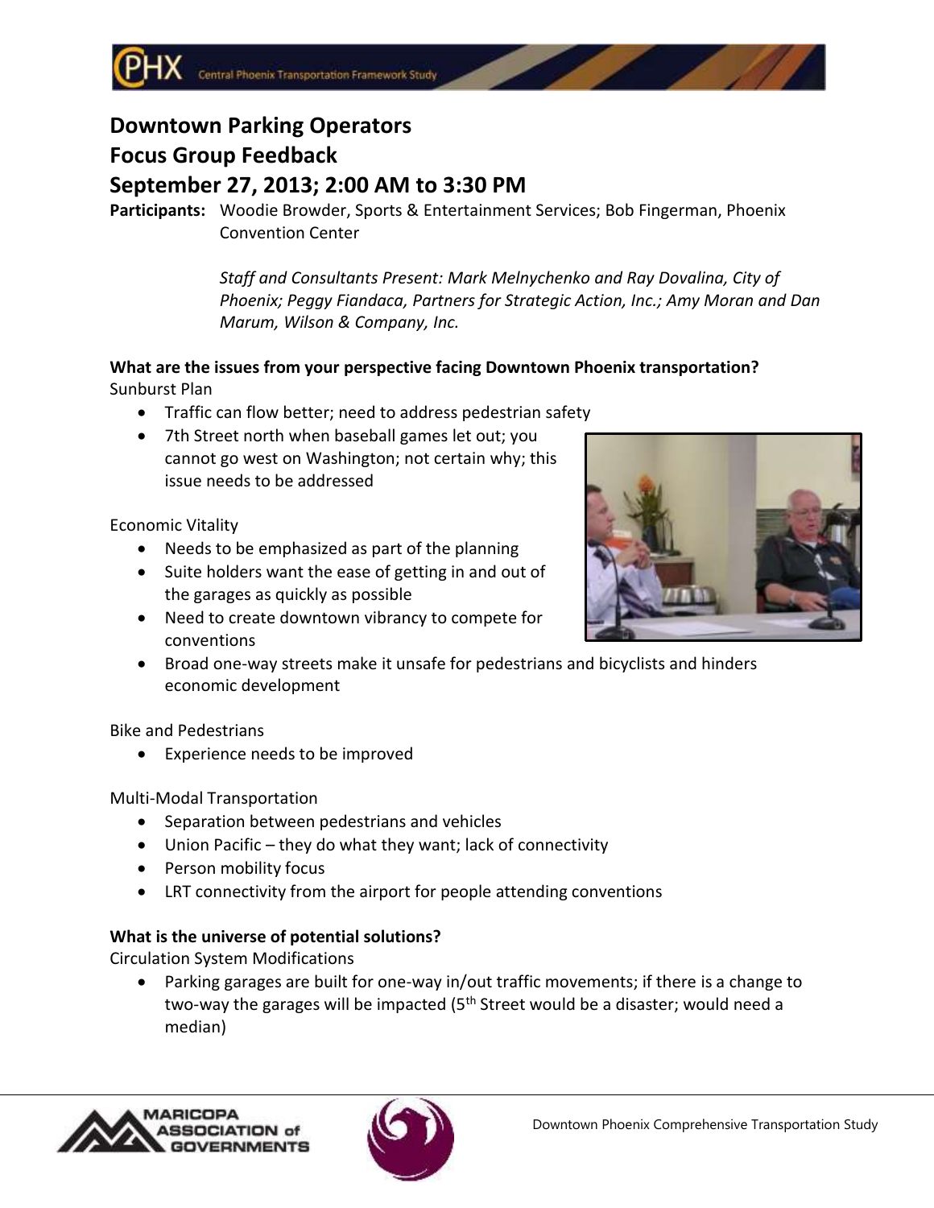# Downtown Parking Operators

# Focus Group Feedback

# September 27, 2013; 2:00 AM to 3:30 PM

**Participants:** Woodie Browder, Sports & Entertainment Services; Bob Fingerman, Phoenix Convention Center

*Staff and Consultants Present: Mark Melnychenko and Ray Dovalina, City of Phoenix; Peggy Fiandaca, Partners for Strategic Action, Inc.; Amy Moran and Dan Marum, Wilson & Company, Inc.*

**What are the issues from your perspective facing Downtown Phoenix transportation?**

Sunburst Plan

- Traffic can flow better; need to address pedestrian safety
- 7th Street north when baseball games let out; you cannot go west on Washington; not certain why; this issue needs to be addressed

Economic Vitality

- Needs to be emphasized as part of the planning
- Suite holders want the ease of getting in and out of the garages as quickly as possible
- Need to create downtown vibrancy to compete for conventions
- Broad one-way streets make it unsafe for pedestrians and bicyclists and hinders economic development

Bike and Pedestrians

- Experience needs to be improved

Multi-Modal Transportation

- Separation between pedestrians and vehicles
- Union Pacific – they do what they want; lack of connectivity
- Person mobility focus
- LRT connectivity from the airport for people attending conventions

**What is the universe of potential solutions?**

Circulation System Modifications

- Parking garages are built for one-way in/out traffic movements; if there is a change to two-way the garages will be impacted (5th Street would be a disaster; would need a median)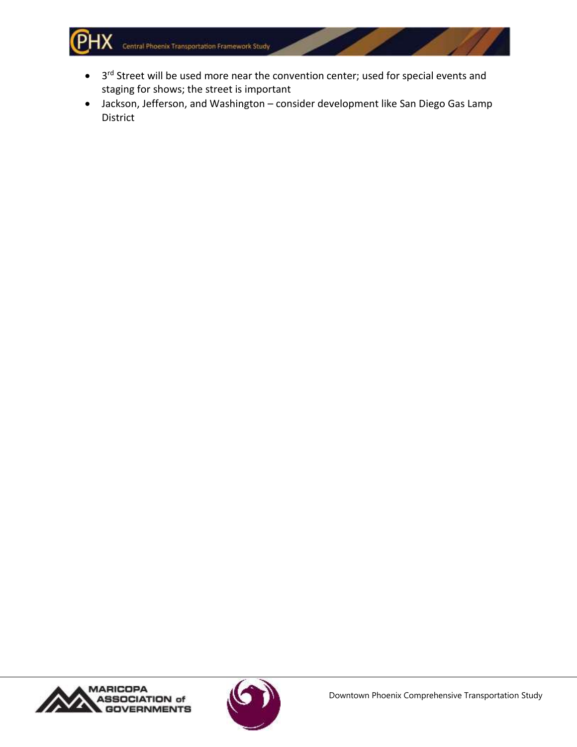- 3rd Street will be used more near the convention center; used for special events and staging for shows; the street is important
- Jackson, Jefferson, and Washington – consider development like San Diego Gas Lamp District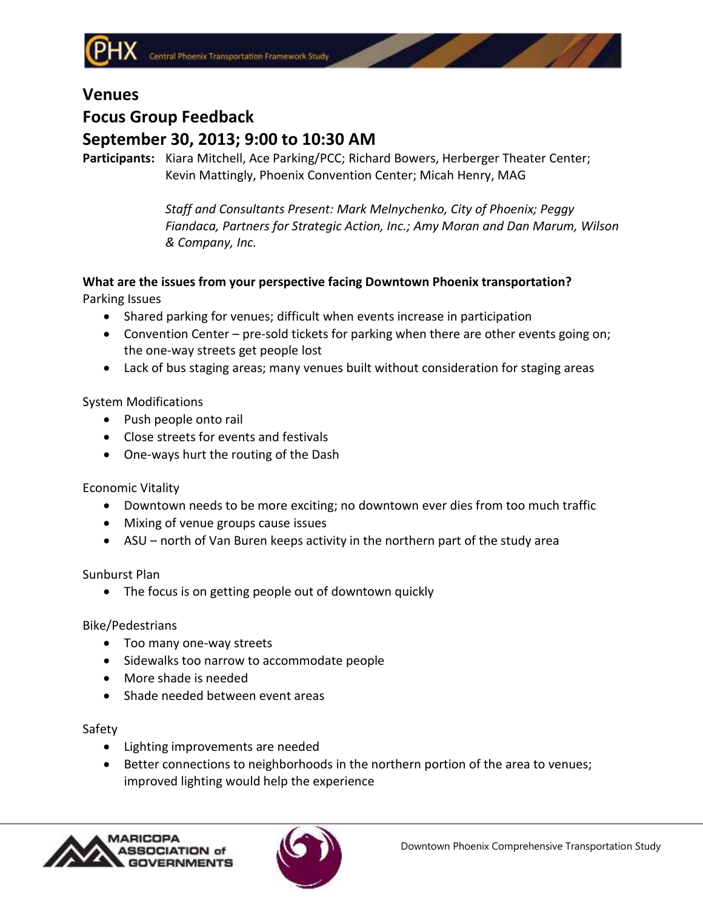# Venues

## Focus Group Feedback

## September 30, 2013; 9:00 to 10:30 AM

**Participants:** Kiara Mitchell, Ace Parking/PCC; Richard Bowers, Herberger Theater Center; Kevin Mattingly, Phoenix Convention Center; Micah Henry, MAG

*Staff and Consultants Present: Mark Melnychenko, City of Phoenix; Peggy Fiandaca, Partners for Strategic Action, Inc.; Amy Moran and Dan Marum, Wilson & Company, Inc.*

**What are the issues from your perspective facing Downtown Phoenix transportation?**

Parking Issues

- Shared parking for venues; difficult when events increase in participation
- Convention Center – pre-sold tickets for parking when there are other events going on; the one-way streets get people lost
- Lack of bus staging areas; many venues built without consideration for staging areas

System Modifications

- Push people onto rail
- Close streets for events and festivals
- One-ways hurt the routing of the Dash

Economic Vitality

- Downtown needs to be more exciting; no downtown ever dies from too much traffic
- Mixing of venue groups cause issues
- ASU – north of Van Buren keeps activity in the northern part of the study area

Sunburst Plan

- The focus is on getting people out of downtown quickly

Bike/Pedestrians

- Too many one-way streets
- Sidewalks too narrow to accommodate people
- More shade is needed
- Shade needed between event areas

Safety

- Lighting improvements are needed
- Better connections to neighborhoods in the northern portion of the area to venues; improved lighting would help the experience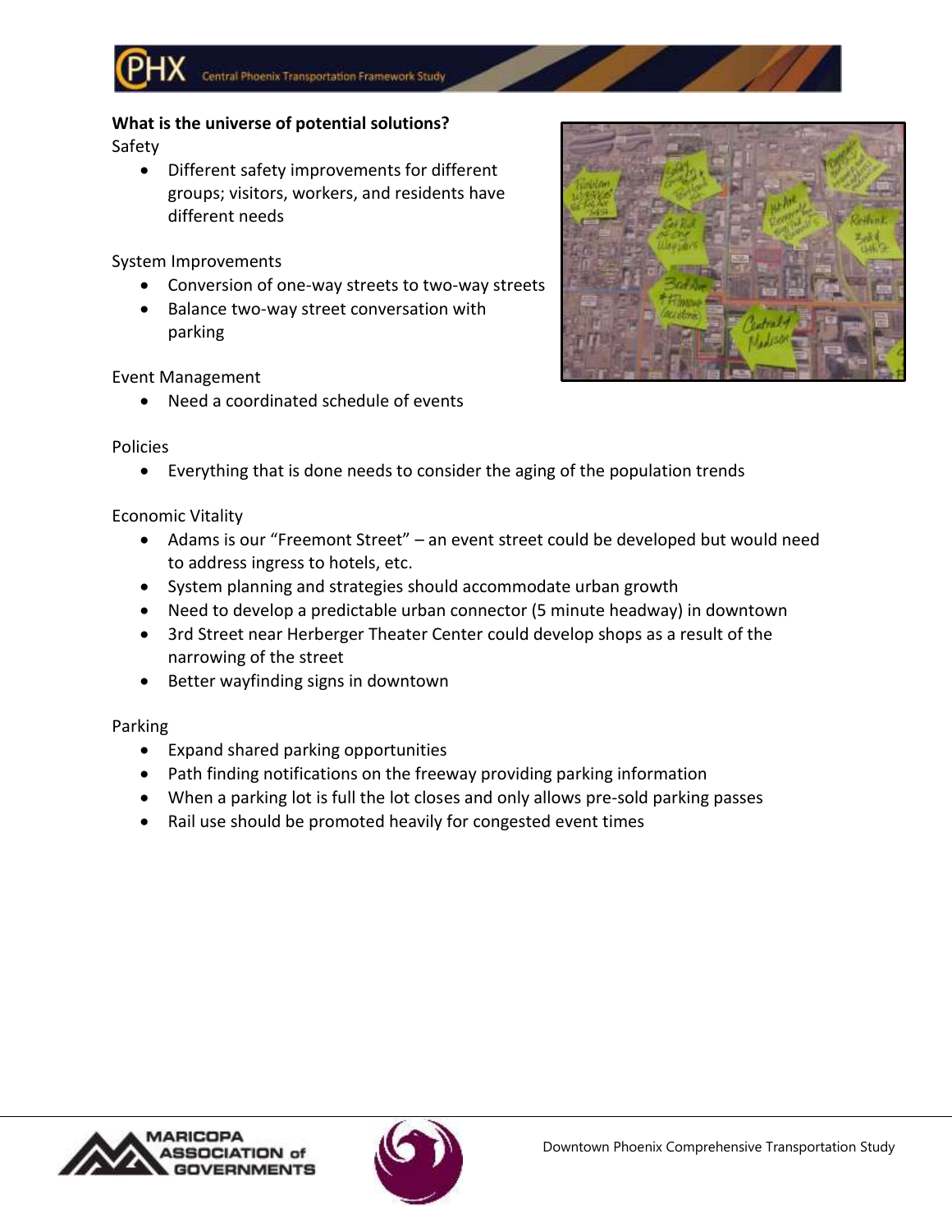**What is the universe of potential solutions?**

Safety

- Different safety improvements for different groups; visitors, workers, and residents have different needs

System Improvements

- Conversion of one-way streets to two-way streets
- Balance two-way street conversation with parking

Event Management

- Need a coordinated schedule of events

Policies

- Everything that is done needs to consider the aging of the population trends

Economic Vitality

- Adams is our "Freemont Street" – an event street could be developed but would need to address ingress to hotels, etc.
- System planning and strategies should accommodate urban growth
- Need to develop a predictable urban connector (5 minute headway) in downtown
- 3rd Street near Herberger Theater Center could develop shops as a result of the narrowing of the street
- Better wayfinding signs in downtown

Parking

- Expand shared parking opportunities
- Path finding notifications on the freeway providing parking information
- When a parking lot is full the lot closes and only allows pre-sold parking passes
- Rail use should be promoted heavily for congested event times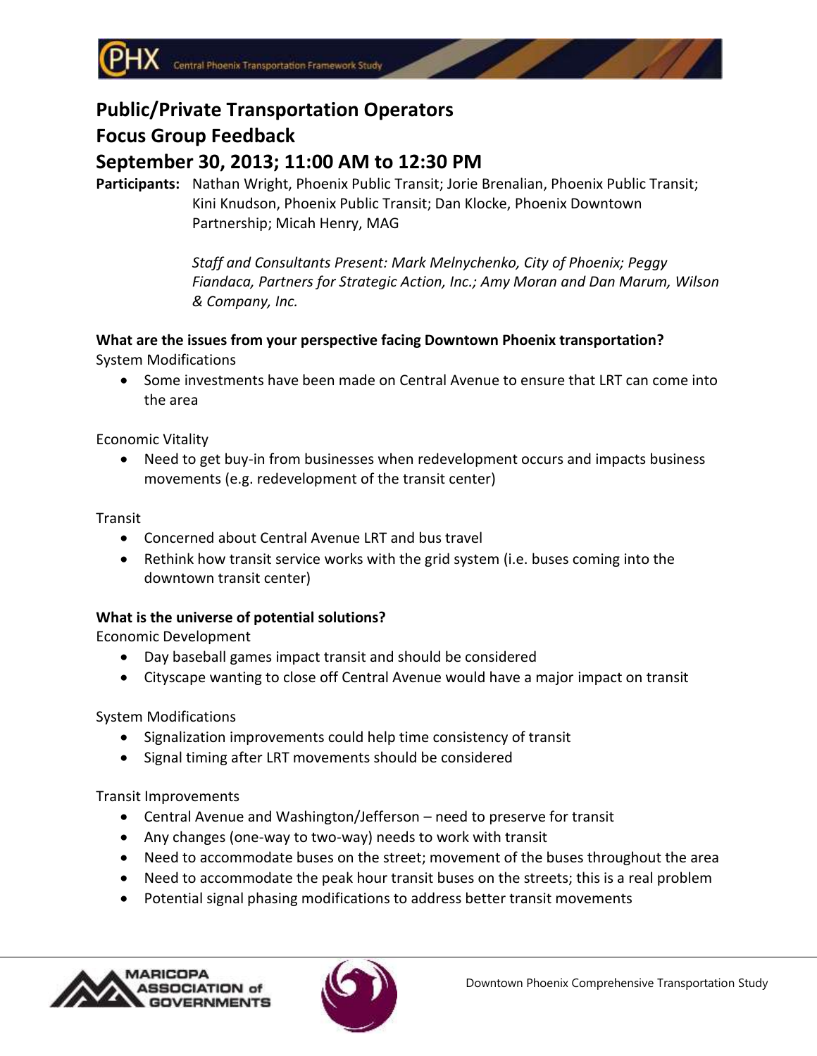## Public/Private Transportation Operators
## Focus Group Feedback
## September 30, 2013; 11:00 AM to 12:30 PM

**Participants:** Nathan Wright, Phoenix Public Transit; Jorie Brenalian, Phoenix Public Transit; Kini Knudson, Phoenix Public Transit; Dan Klocke, Phoenix Downtown Partnership; Micah Henry, MAG

*Staff and Consultants Present: Mark Melnychenko, City of Phoenix; Peggy Fiandaca, Partners for Strategic Action, Inc.; Amy Moran and Dan Marum, Wilson & Company, Inc.*

**What are the issues from your perspective facing Downtown Phoenix transportation?**

System Modifications

- Some investments have been made on Central Avenue to ensure that LRT can come into the area

Economic Vitality

- Need to get buy-in from businesses when redevelopment occurs and impacts business movements (e.g. redevelopment of the transit center)

Transit

- Concerned about Central Avenue LRT and bus travel
- Rethink how transit service works with the grid system (i.e. buses coming into the downtown transit center)

**What is the universe of potential solutions?**

Economic Development

- Day baseball games impact transit and should be considered
- Cityscape wanting to close off Central Avenue would have a major impact on transit

System Modifications

- Signalization improvements could help time consistency of transit
- Signal timing after LRT movements should be considered

Transit Improvements

- Central Avenue and Washington/Jefferson – need to preserve for transit
- Any changes (one-way to two-way) needs to work with transit
- Need to accommodate buses on the street; movement of the buses throughout the area
- Need to accommodate the peak hour transit buses on the streets; this is a real problem
- Potential signal phasing modifications to address better transit movements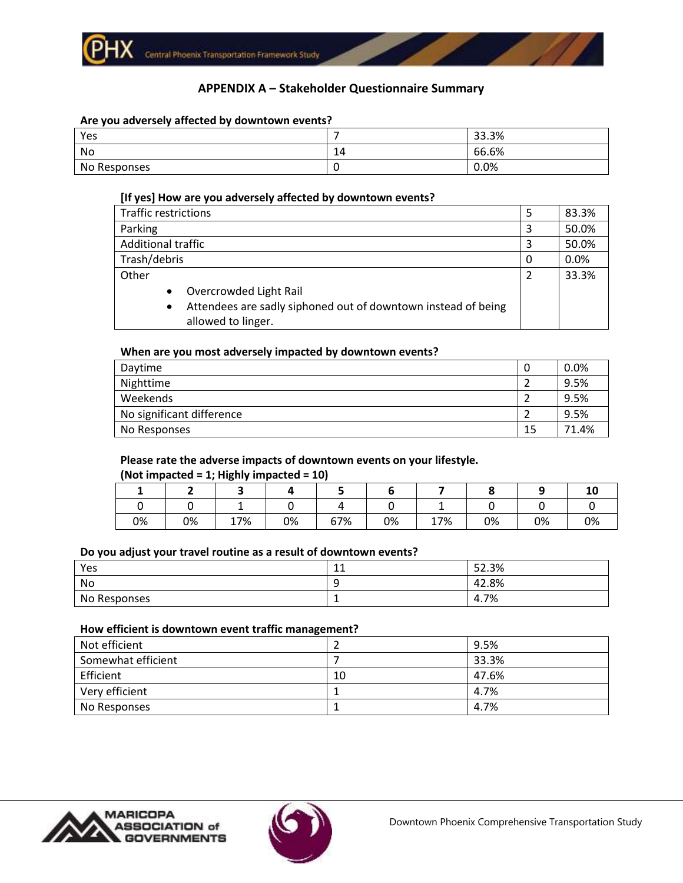## APPENDIX A – Stakeholder Questionnaire Summary

**Are you adversely affected by downtown events?**

| | | |
|---|---|---|
| Yes | 7 | 33.3% |
| No | 14 | 66.6% |
| No Responses | 0 | 0.0% |

**[If yes] How are you adversely affected by downtown events?**

| | | |
|---|---|---|
| Traffic restrictions | 5 | 83.3% |
| Parking | 3 | 50.0% |
| Additional traffic | 3 | 50.0% |
| Trash/debris | 0 | 0.0% |
| Other<br>• Overcrowded Light Rail<br>• Attendees are sadly siphoned out of downtown instead of being allowed to linger. | 2 | 33.3% |

**When are you most adversely impacted by downtown events?**

| | | |
|---|---|---|
| Daytime | 0 | 0.0% |
| Nighttime | 2 | 9.5% |
| Weekends | 2 | 9.5% |
| No significant difference | 2 | 9.5% |
| No Responses | 15 | 71.4% |

**Please rate the adverse impacts of downtown events on your lifestyle.**
**(Not impacted = 1; Highly impacted = 10)**

| 1 | 2 | 3 | 4 | 5 | 6 | 7 | 8 | 9 | 10 |
|---|---|---|---|---|---|---|---|---|---|
| 0 | 0 | 1 | 0 | 4 | 0 | 1 | 0 | 0 | 0 |
| 0% | 0% | 17% | 0% | 67% | 0% | 17% | 0% | 0% | 0% |

**Do you adjust your travel routine as a result of downtown events?**

| | | |
|---|---|---|
| Yes | 11 | 52.3% |
| No | 9 | 42.8% |
| No Responses | 1 | 4.7% |

**How efficient is downtown event traffic management?**

| | | |
|---|---|---|
| Not efficient | 2 | 9.5% |
| Somewhat efficient | 7 | 33.3% |
| Efficient | 10 | 47.6% |
| Very efficient | 1 | 4.7% |
| No Responses | 1 | 4.7% |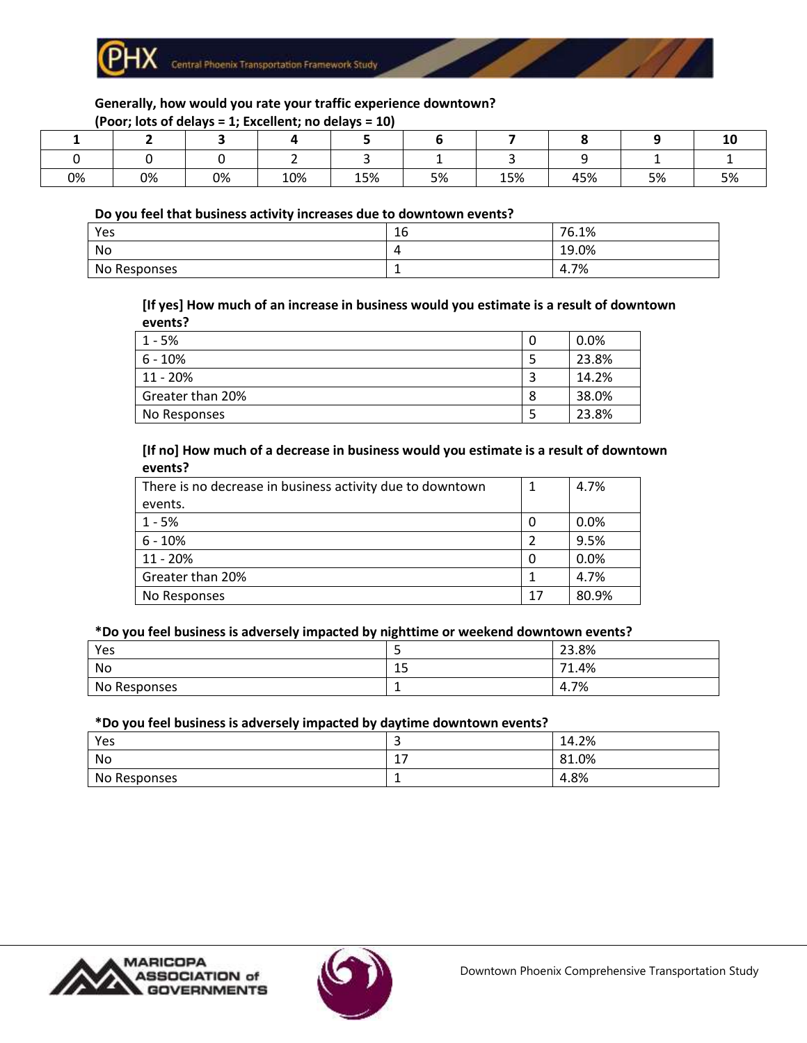**Generally, how would you rate your traffic experience downtown?**
**(Poor; lots of delays = 1; Excellent; no delays = 10)**

| 1 | 2 | 3 | 4 | 5 | 6 | 7 | 8 | 9 | 10 |
|---|---|---|---|---|---|---|---|---|---|
| 0 | 0 | 0 | 2 | 3 | 1 | 3 | 9 | 1 | 1 |
| 0% | 0% | 0% | 10% | 15% | 5% | 15% | 45% | 5% | 5% |

**Do you feel that business activity increases due to downtown events?**

| | | |
|---|---|---|
| Yes | 16 | 76.1% |
| No | 4 | 19.0% |
| No Responses | 1 | 4.7% |

**[If yes] How much of an increase in business would you estimate is a result of downtown events?**

| | | |
|---|---|---|
| 1 - 5% | 0 | 0.0% |
| 6 - 10% | 5 | 23.8% |
| 11 - 20% | 3 | 14.2% |
| Greater than 20% | 8 | 38.0% |
| No Responses | 5 | 23.8% |

**[If no] How much of a decrease in business would you estimate is a result of downtown events?**

| | | |
|---|---|---|
| There is no decrease in business activity due to downtown events. | 1 | 4.7% |
| 1 - 5% | 0 | 0.0% |
| 6 - 10% | 2 | 9.5% |
| 11 - 20% | 0 | 0.0% |
| Greater than 20% | 1 | 4.7% |
| No Responses | 17 | 80.9% |

**\*Do you feel business is adversely impacted by nighttime or weekend downtown events?**

| | | |
|---|---|---|
| Yes | 5 | 23.8% |
| No | 15 | 71.4% |
| No Responses | 1 | 4.7% |

**\*Do you feel business is adversely impacted by daytime downtown events?**

| | | |
|---|---|---|
| Yes | 3 | 14.2% |
| No | 17 | 81.0% |
| No Responses | 1 | 4.8% |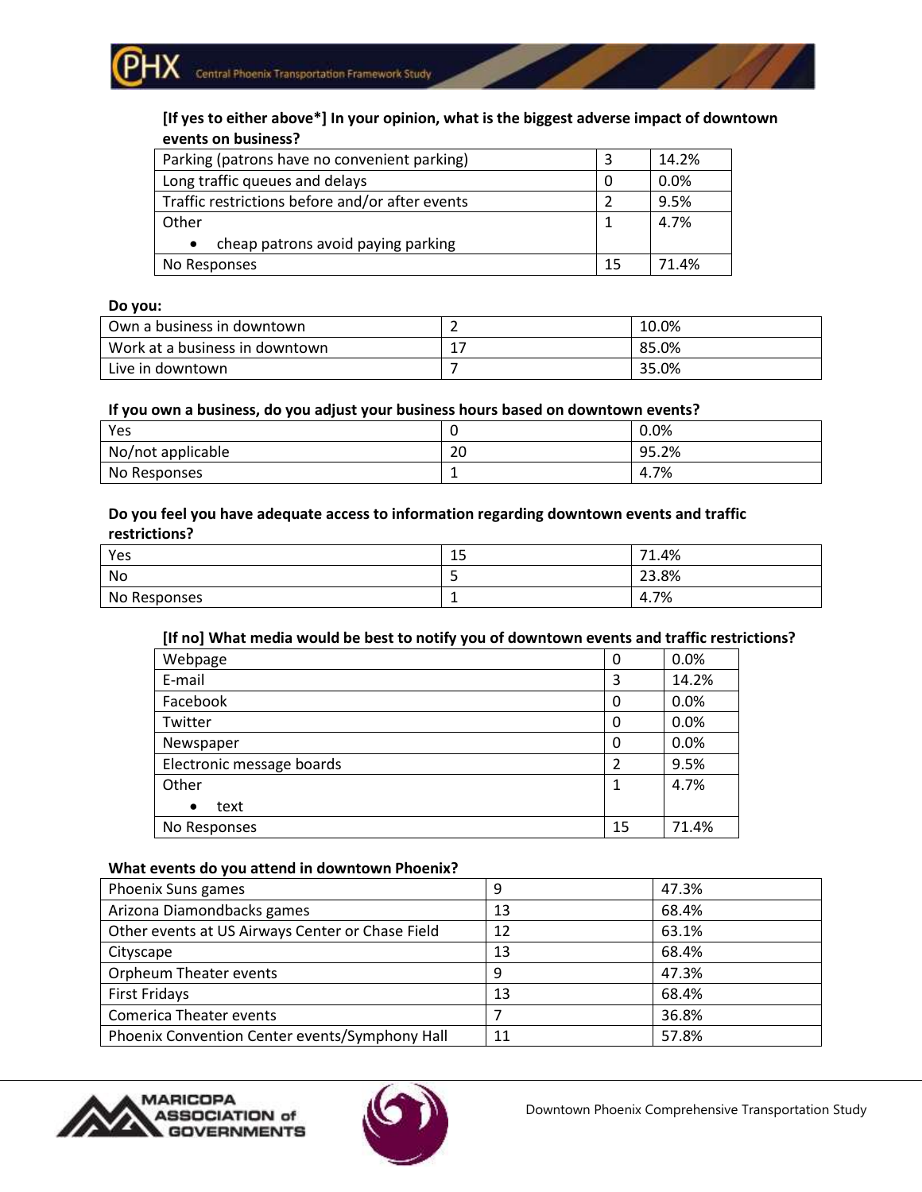**[If yes to either above*] In your opinion, what is the biggest adverse impact of downtown events on business?**

| | | |
|---|---|---|
| Parking (patrons have no convenient parking) | 3 | 14.2% |
| Long traffic queues and delays | 0 | 0.0% |
| Traffic restrictions before and/or after events | 2 | 9.5% |
| Other<br>• cheap patrons avoid paying parking | 1 | 4.7% |
| No Responses | 15 | 71.4% |

**Do you:**

| | | |
|---|---|---|
| Own a business in downtown | 2 | 10.0% |
| Work at a business in downtown | 17 | 85.0% |
| Live in downtown | 7 | 35.0% |

**If you own a business, do you adjust your business hours based on downtown events?**

| | | |
|---|---|---|
| Yes | 0 | 0.0% |
| No/not applicable | 20 | 95.2% |
| No Responses | 1 | 4.7% |

**Do you feel you have adequate access to information regarding downtown events and traffic restrictions?**

| | | |
|---|---|---|
| Yes | 15 | 71.4% |
| No | 5 | 23.8% |
| No Responses | 1 | 4.7% |

**[If no] What media would be best to notify you of downtown events and traffic restrictions?**

| | | |
|---|---|---|
| Webpage | 0 | 0.0% |
| E-mail | 3 | 14.2% |
| Facebook | 0 | 0.0% |
| Twitter | 0 | 0.0% |
| Newspaper | 0 | 0.0% |
| Electronic message boards | 2 | 9.5% |
| Other<br>• text | 1 | 4.7% |
| No Responses | 15 | 71.4% |

**What events do you attend in downtown Phoenix?**

| | | |
|---|---|---|
| Phoenix Suns games | 9 | 47.3% |
| Arizona Diamondbacks games | 13 | 68.4% |
| Other events at US Airways Center or Chase Field | 12 | 63.1% |
| Cityscape | 13 | 68.4% |
| Orpheum Theater events | 9 | 47.3% |
| First Fridays | 13 | 68.4% |
| Comerica Theater events | 7 | 36.8% |
| Phoenix Convention Center events/Symphony Hall | 11 | 57.8% |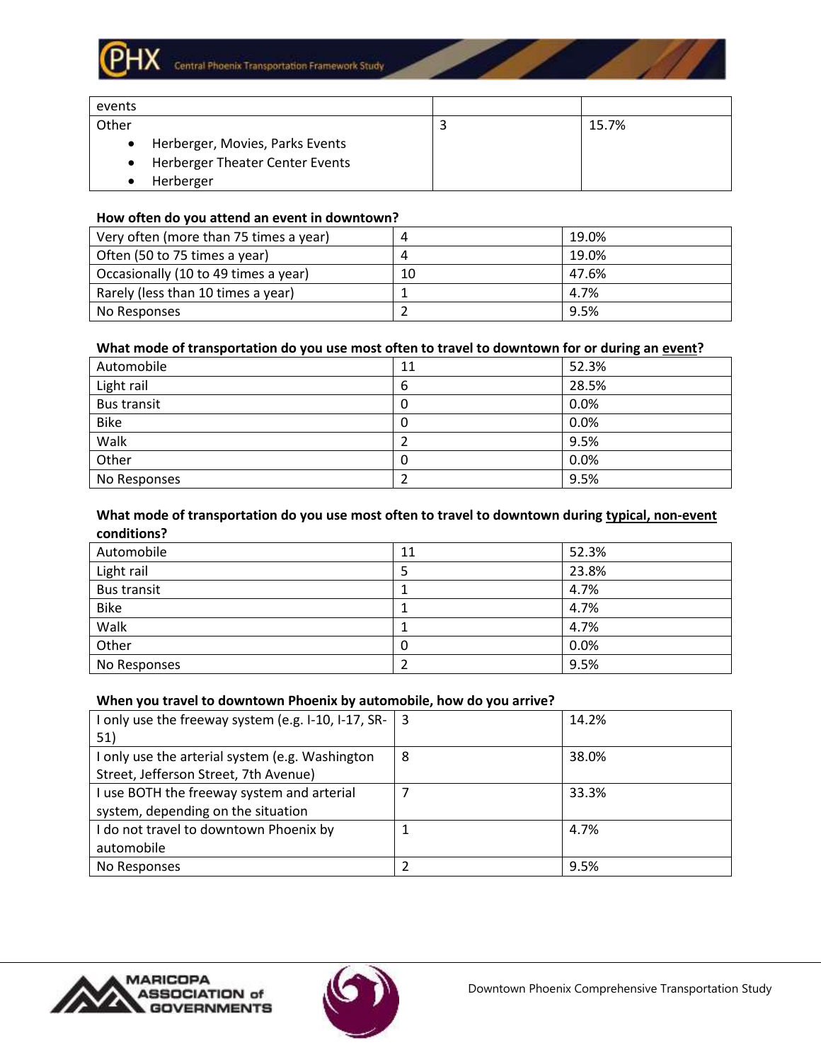| | | |
|---|---|---|
| events | | |
| Other<br>• Herberger, Movies, Parks Events<br>• Herberger Theater Center Events<br>• Herberger | 3 | 15.7% |

**How often do you attend an event in downtown?**

| | | |
|---|---|---|
| Very often (more than 75 times a year) | 4 | 19.0% |
| Often (50 to 75 times a year) | 4 | 19.0% |
| Occasionally (10 to 49 times a year) | 10 | 47.6% |
| Rarely (less than 10 times a year) | 1 | 4.7% |
| No Responses | 2 | 9.5% |

**What mode of transportation do you use most often to travel to downtown for or during an event?**

| | | |
|---|---|---|
| Automobile | 11 | 52.3% |
| Light rail | 6 | 28.5% |
| Bus transit | 0 | 0.0% |
| Bike | 0 | 0.0% |
| Walk | 2 | 9.5% |
| Other | 0 | 0.0% |
| No Responses | 2 | 9.5% |

**What mode of transportation do you use most often to travel to downtown during typical, non-event conditions?**

| | | |
|---|---|---|
| Automobile | 11 | 52.3% |
| Light rail | 5 | 23.8% |
| Bus transit | 1 | 4.7% |
| Bike | 1 | 4.7% |
| Walk | 1 | 4.7% |
| Other | 0 | 0.0% |
| No Responses | 2 | 9.5% |

**When you travel to downtown Phoenix by automobile, how do you arrive?**

| | | |
|---|---|---|
| I only use the freeway system (e.g. I-10, I-17, SR-51) | 3 | 14.2% |
| I only use the arterial system (e.g. Washington Street, Jefferson Street, 7th Avenue) | 8 | 38.0% |
| I use BOTH the freeway system and arterial system, depending on the situation | 7 | 33.3% |
| I do not travel to downtown Phoenix by automobile | 1 | 4.7% |
| No Responses | 2 | 9.5% |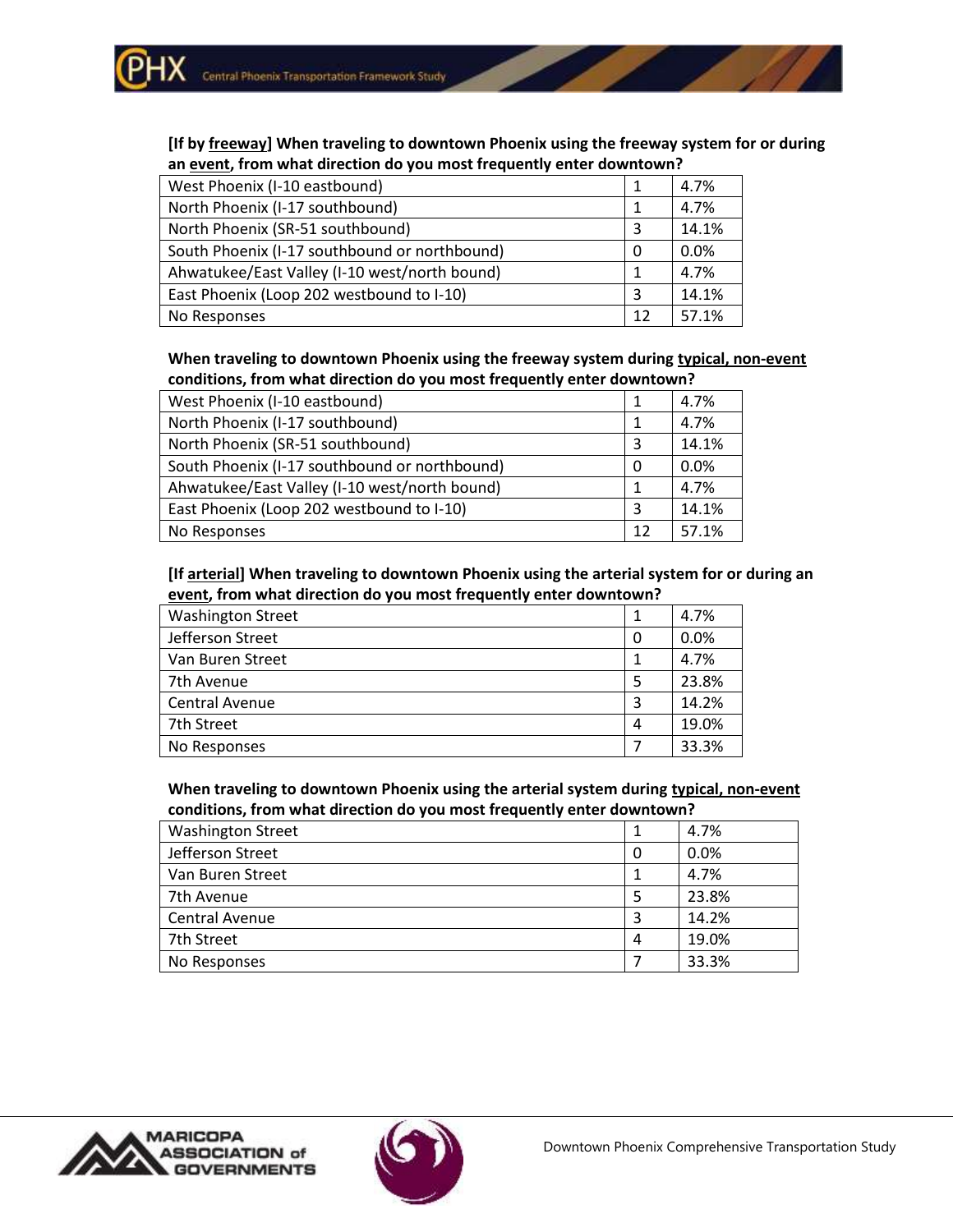**[If by <u>freeway</u>] When traveling to downtown Phoenix using the freeway system for or during an <u>event</u>, from what direction do you most frequently enter downtown?**

| | | |
|---|---|---|
| West Phoenix (I-10 eastbound) | 1 | 4.7% |
| North Phoenix (I-17 southbound) | 1 | 4.7% |
| North Phoenix (SR-51 southbound) | 3 | 14.1% |
| South Phoenix (I-17 southbound or northbound) | 0 | 0.0% |
| Ahwatukee/East Valley (I-10 west/north bound) | 1 | 4.7% |
| East Phoenix (Loop 202 westbound to I-10) | 3 | 14.1% |
| No Responses | 12 | 57.1% |

**When traveling to downtown Phoenix using the freeway system during <u>typical, non-event</u> conditions, from what direction do you most frequently enter downtown?**

| | | |
|---|---|---|
| West Phoenix (I-10 eastbound) | 1 | 4.7% |
| North Phoenix (I-17 southbound) | 1 | 4.7% |
| North Phoenix (SR-51 southbound) | 3 | 14.1% |
| South Phoenix (I-17 southbound or northbound) | 0 | 0.0% |
| Ahwatukee/East Valley (I-10 west/north bound) | 1 | 4.7% |
| East Phoenix (Loop 202 westbound to I-10) | 3 | 14.1% |
| No Responses | 12 | 57.1% |

**[If <u>arterial</u>] When traveling to downtown Phoenix using the arterial system for or during an <u>event</u>, from what direction do you most frequently enter downtown?**

| | | |
|---|---|---|
| Washington Street | 1 | 4.7% |
| Jefferson Street | 0 | 0.0% |
| Van Buren Street | 1 | 4.7% |
| 7th Avenue | 5 | 23.8% |
| Central Avenue | 3 | 14.2% |
| 7th Street | 4 | 19.0% |
| No Responses | 7 | 33.3% |

**When traveling to downtown Phoenix using the arterial system during <u>typical, non-event</u> conditions, from what direction do you most frequently enter downtown?**

| | | |
|---|---|---|
| Washington Street | 1 | 4.7% |
| Jefferson Street | 0 | 0.0% |
| Van Buren Street | 1 | 4.7% |
| 7th Avenue | 5 | 23.8% |
| Central Avenue | 3 | 14.2% |
| 7th Street | 4 | 19.0% |
| No Responses | 7 | 33.3% |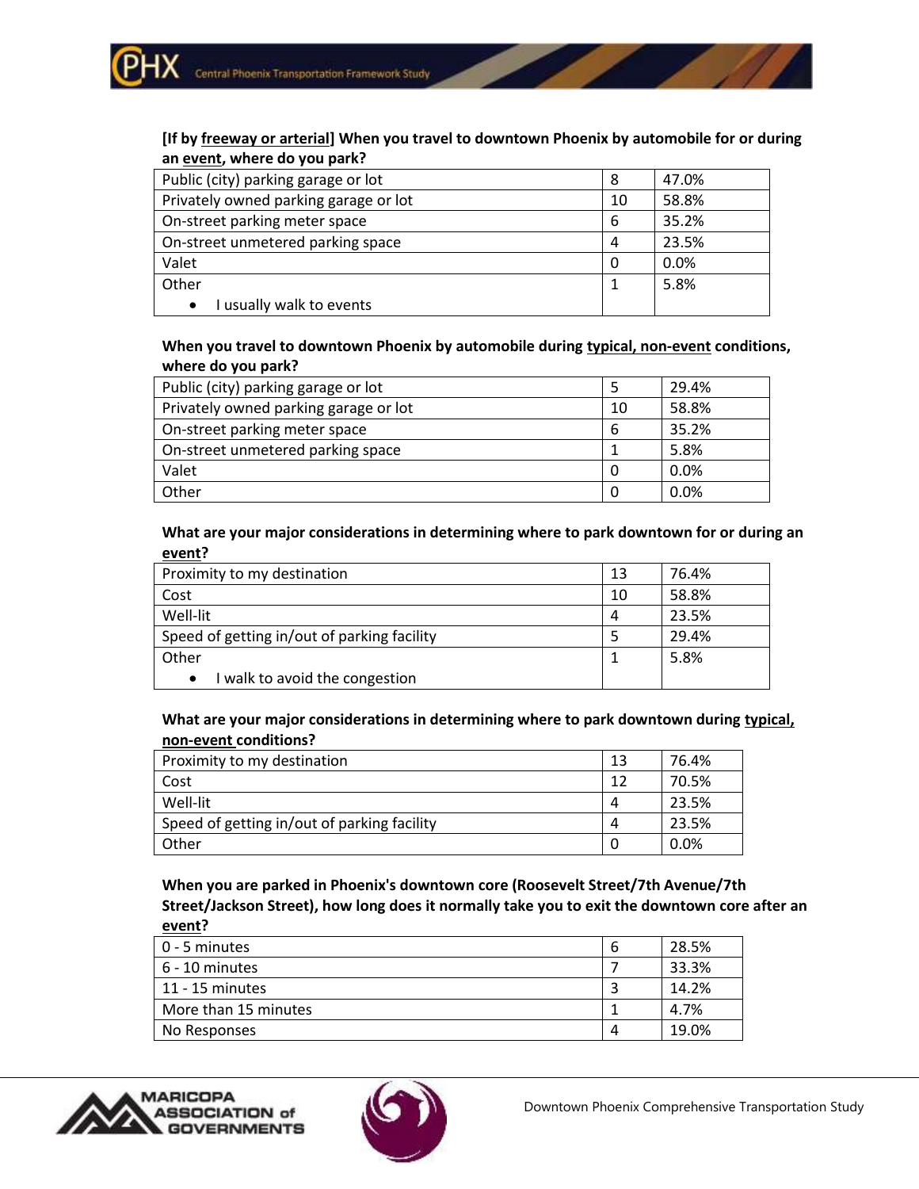**[If by freeway or arterial] When you travel to downtown Phoenix by automobile for or during an event, where do you park?**

| | | |
|---|---|---|
| Public (city) parking garage or lot | 8 | 47.0% |
| Privately owned parking garage or lot | 10 | 58.8% |
| On-street parking meter space | 6 | 35.2% |
| On-street unmetered parking space | 4 | 23.5% |
| Valet | 0 | 0.0% |
| Other<br>• I usually walk to events | 1 | 5.8% |

**When you travel to downtown Phoenix by automobile during typical, non-event conditions, where do you park?**

| | | |
|---|---|---|
| Public (city) parking garage or lot | 5 | 29.4% |
| Privately owned parking garage or lot | 10 | 58.8% |
| On-street parking meter space | 6 | 35.2% |
| On-street unmetered parking space | 1 | 5.8% |
| Valet | 0 | 0.0% |
| Other | 0 | 0.0% |

**What are your major considerations in determining where to park downtown for or during an event?**

| | | |
|---|---|---|
| Proximity to my destination | 13 | 76.4% |
| Cost | 10 | 58.8% |
| Well-lit | 4 | 23.5% |
| Speed of getting in/out of parking facility | 5 | 29.4% |
| Other<br>• I walk to avoid the congestion | 1 | 5.8% |

**What are your major considerations in determining where to park downtown during typical, non-event conditions?**

| | | |
|---|---|---|
| Proximity to my destination | 13 | 76.4% |
| Cost | 12 | 70.5% |
| Well-lit | 4 | 23.5% |
| Speed of getting in/out of parking facility | 4 | 23.5% |
| Other | 0 | 0.0% |

**When you are parked in Phoenix's downtown core (Roosevelt Street/7th Avenue/7th Street/Jackson Street), how long does it normally take you to exit the downtown core after an event?**

| | | |
|---|---|---|
| 0 - 5 minutes | 6 | 28.5% |
| 6 - 10 minutes | 7 | 33.3% |
| 11 - 15 minutes | 3 | 14.2% |
| More than 15 minutes | 1 | 4.7% |
| No Responses | 4 | 19.0% |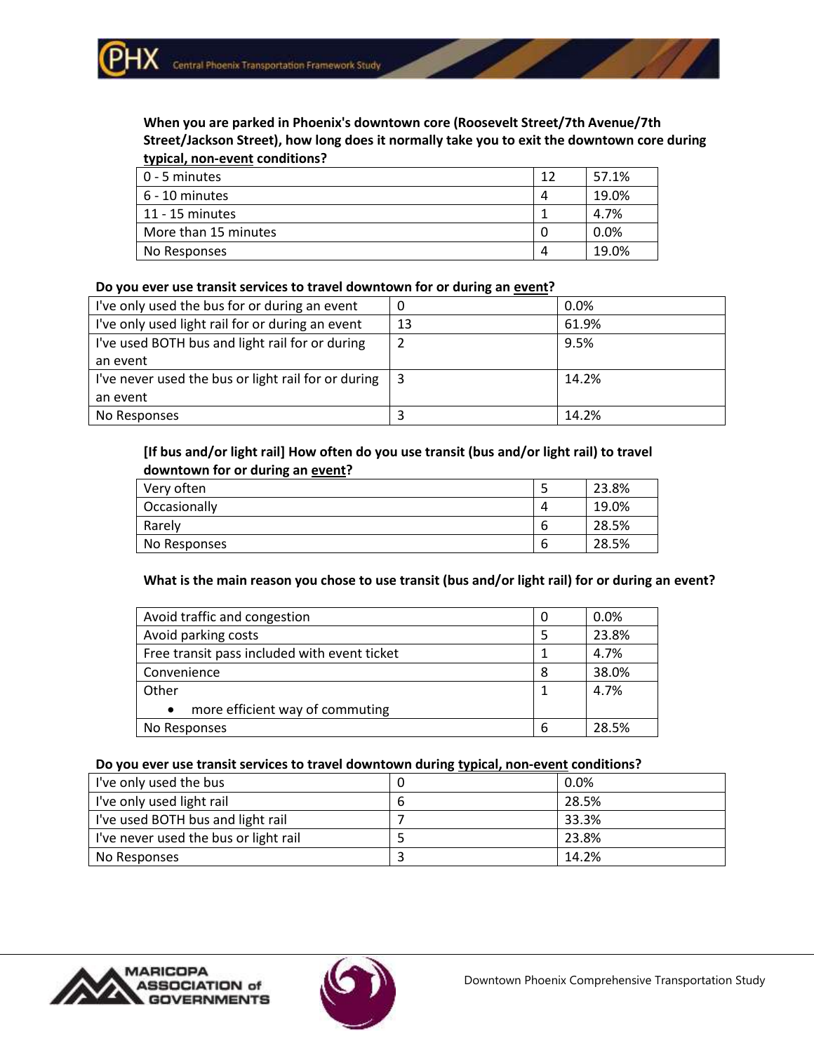**When you are parked in Phoenix's downtown core (Roosevelt Street/7th Avenue/7th Street/Jackson Street), how long does it normally take you to exit the downtown core during typical, non-event conditions?**

| | | |
|---|---|---|
| 0 - 5 minutes | 12 | 57.1% |
| 6 - 10 minutes | 4 | 19.0% |
| 11 - 15 minutes | 1 | 4.7% |
| More than 15 minutes | 0 | 0.0% |
| No Responses | 4 | 19.0% |

**Do you ever use transit services to travel downtown for or during an event?**

| | | |
|---|---|---|
| I've only used the bus for or during an event | 0 | 0.0% |
| I've only used light rail for or during an event | 13 | 61.9% |
| I've used BOTH bus and light rail for or during an event | 2 | 9.5% |
| I've never used the bus or light rail for or during an event | 3 | 14.2% |
| No Responses | 3 | 14.2% |

**[If bus and/or light rail] How often do you use transit (bus and/or light rail) to travel downtown for or during an event?**

| | | |
|---|---|---|
| Very often | 5 | 23.8% |
| Occasionally | 4 | 19.0% |
| Rarely | 6 | 28.5% |
| No Responses | 6 | 28.5% |

**What is the main reason you chose to use transit (bus and/or light rail) for or during an event?**

| | | |
|---|---|---|
| Avoid traffic and congestion | 0 | 0.0% |
| Avoid parking costs | 5 | 23.8% |
| Free transit pass included with event ticket | 1 | 4.7% |
| Convenience | 8 | 38.0% |
| Other<br>• more efficient way of commuting | 1 | 4.7% |
| No Responses | 6 | 28.5% |

**Do you ever use transit services to travel downtown during typical, non-event conditions?**

| | | |
|---|---|---|
| I've only used the bus | 0 | 0.0% |
| I've only used light rail | 6 | 28.5% |
| I've used BOTH bus and light rail | 7 | 33.3% |
| I've never used the bus or light rail | 5 | 23.8% |
| No Responses | 3 | 14.2% |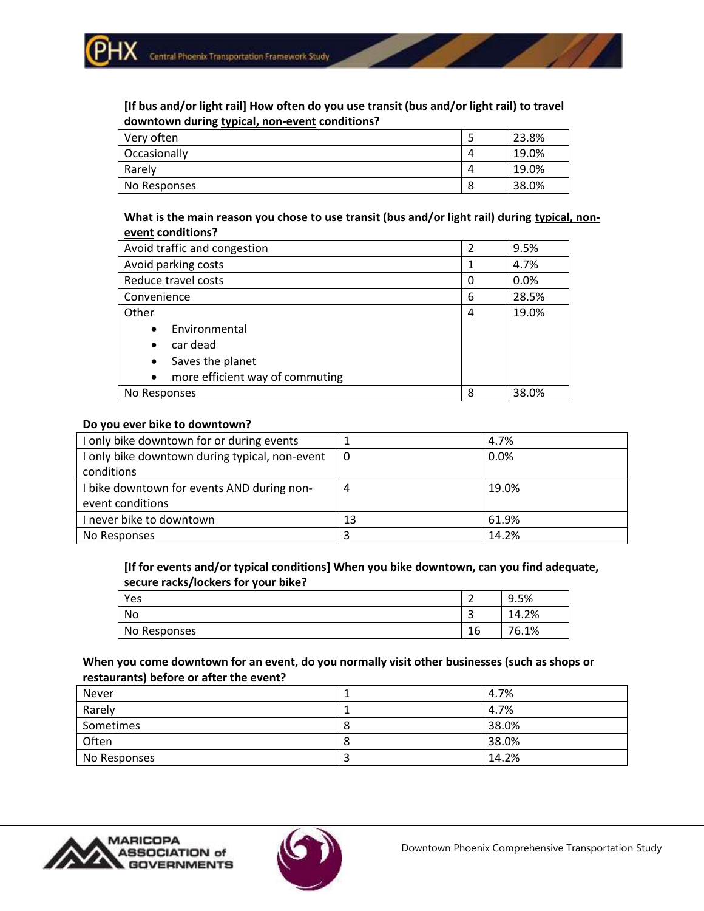**[If bus and/or light rail] How often do you use transit (bus and/or light rail) to travel downtown during typical, non-event conditions?**

| | | |
|---|---|---|
| Very often | 5 | 23.8% |
| Occasionally | 4 | 19.0% |
| Rarely | 4 | 19.0% |
| No Responses | 8 | 38.0% |

**What is the main reason you chose to use transit (bus and/or light rail) during typical, non-event conditions?**

| | | |
|---|---|---|
| Avoid traffic and congestion | 2 | 9.5% |
| Avoid parking costs | 1 | 4.7% |
| Reduce travel costs | 0 | 0.0% |
| Convenience | 6 | 28.5% |
| Other<br>• Environmental<br>• car dead<br>• Saves the planet<br>• more efficient way of commuting | 4 | 19.0% |
| No Responses | 8 | 38.0% |

**Do you ever bike to downtown?**

| | | |
|---|---|---|
| I only bike downtown for or during events | 1 | 4.7% |
| I only bike downtown during typical, non-event conditions | 0 | 0.0% |
| I bike downtown for events AND during non-event conditions | 4 | 19.0% |
| I never bike to downtown | 13 | 61.9% |
| No Responses | 3 | 14.2% |

**[If for events and/or typical conditions] When you bike downtown, can you find adequate, secure racks/lockers for your bike?**

| | | |
|---|---|---|
| Yes | 2 | 9.5% |
| No | 3 | 14.2% |
| No Responses | 16 | 76.1% |

**When you come downtown for an event, do you normally visit other businesses (such as shops or restaurants) before or after the event?**

| | | |
|---|---|---|
| Never | 1 | 4.7% |
| Rarely | 1 | 4.7% |
| Sometimes | 8 | 38.0% |
| Often | 8 | 38.0% |
| No Responses | 3 | 14.2% |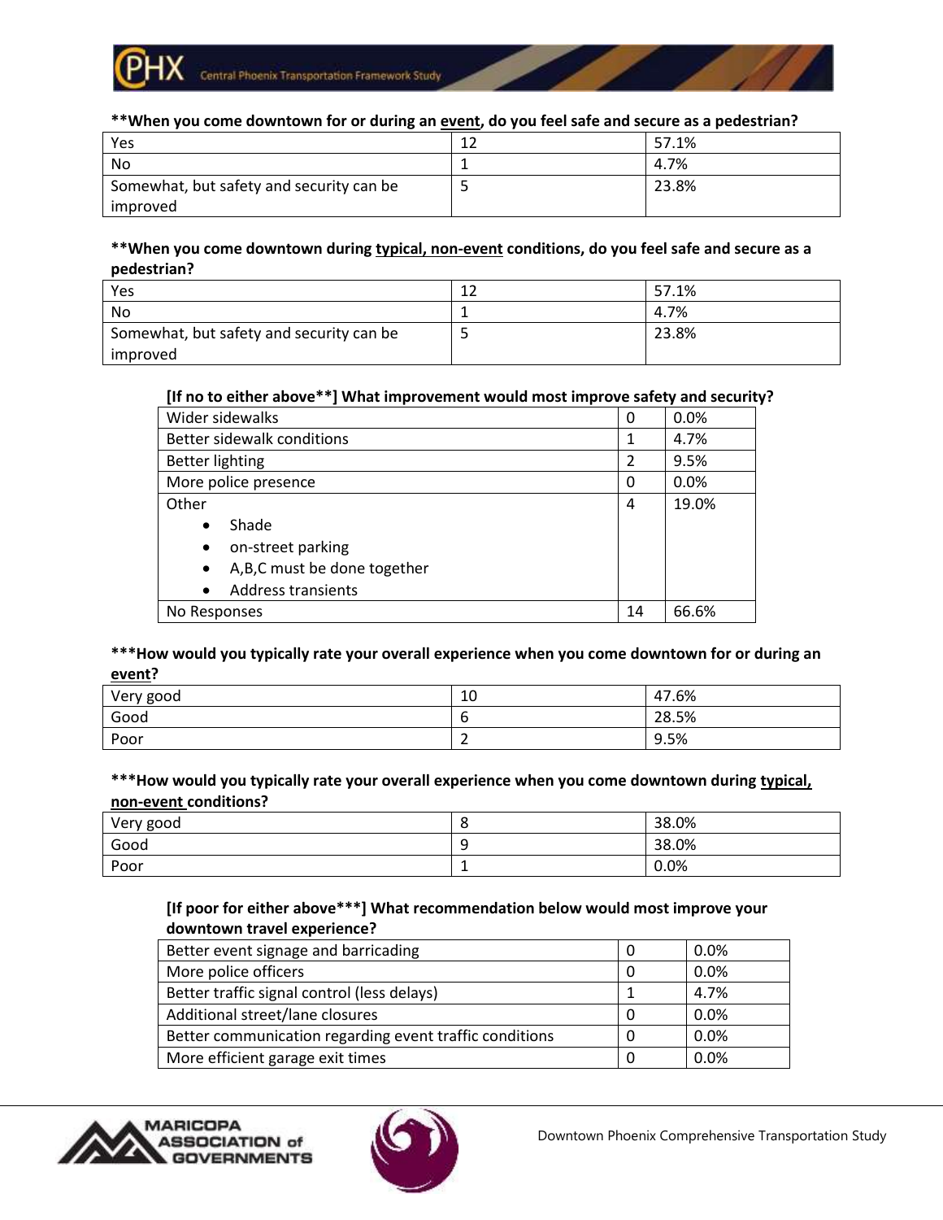**When you come downtown for or during an <u>event</u>, do you feel safe and secure as a pedestrian?**

| | | |
|---|---|---|
| Yes | 12 | 57.1% |
| No | 1 | 4.7% |
| Somewhat, but safety and security can be improved | 5 | 23.8% |

**When you come downtown during <u>typical, non-event</u> conditions, do you feel safe and secure as a pedestrian?**

| | | |
|---|---|---|
| Yes | 12 | 57.1% |
| No | 1 | 4.7% |
| Somewhat, but safety and security can be improved | 5 | 23.8% |

**[If no to either above**] What improvement would most improve safety and security?**

| | | |
|---|---|---|
| Wider sidewalks | 0 | 0.0% |
| Better sidewalk conditions | 1 | 4.7% |
| Better lighting | 2 | 9.5% |
| More police presence | 0 | 0.0% |
| Other<br>• Shade<br>• on-street parking<br>• A,B,C must be done together<br>• Address transients | 4 | 19.0% |
| No Responses | 14 | 66.6% |

***How would you typically rate your overall experience when you come downtown for or during an <u>event</u>?**

| | | |
|---|---|---|
| Very good | 10 | 47.6% |
| Good | 6 | 28.5% |
| Poor | 2 | 9.5% |

***How would you typically rate your overall experience when you come downtown during <u>typical, non-event</u> conditions?**

| | | |
|---|---|---|
| Very good | 8 | 38.0% |
| Good | 9 | 38.0% |
| Poor | 1 | 0.0% |

**[If poor for either above***] What recommendation below would most improve your downtown travel experience?**

| | | |
|---|---|---|
| Better event signage and barricading | 0 | 0.0% |
| More police officers | 0 | 0.0% |
| Better traffic signal control (less delays) | 1 | 4.7% |
| Additional street/lane closures | 0 | 0.0% |
| Better communication regarding event traffic conditions | 0 | 0.0% |
| More efficient garage exit times | 0 | 0.0% |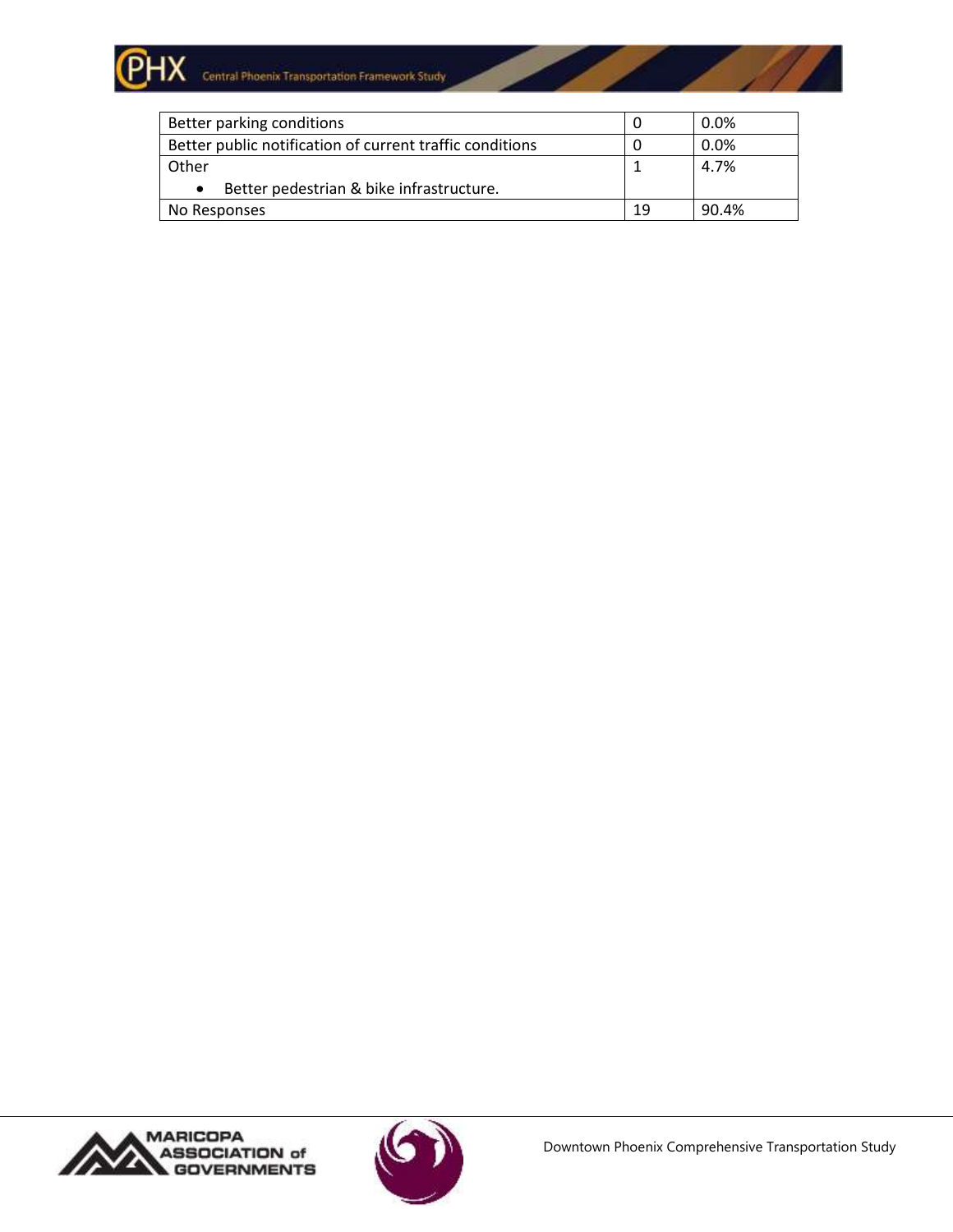| | | |
|---|---|---|
| Better parking conditions | 0 | 0.0% |
| Better public notification of current traffic conditions | 0 | 0.0% |
| Other<br>• Better pedestrian & bike infrastructure. | 1 | 4.7% |
| No Responses | 19 | 90.4% |